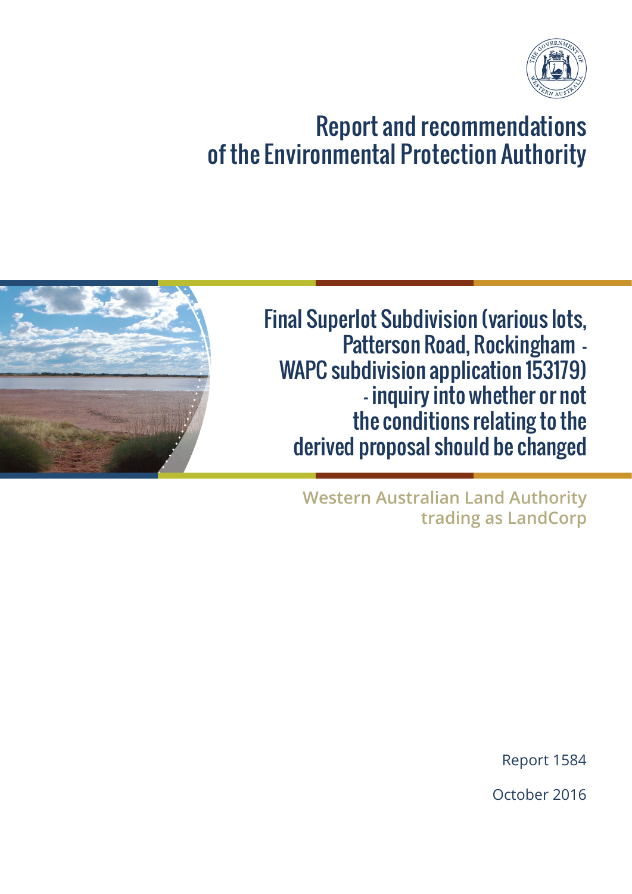# Report and recommendations of the Environmental Protection Authority

## Final Superlot Subdivision (various lots, Patterson Road, Rockingham - WAPC subdivision application 153179) - inquiry into whether or not the conditions relating to the derived proposal should be changed

**Western Australian Land Authority trading as LandCorp**

Report 1584

October 2016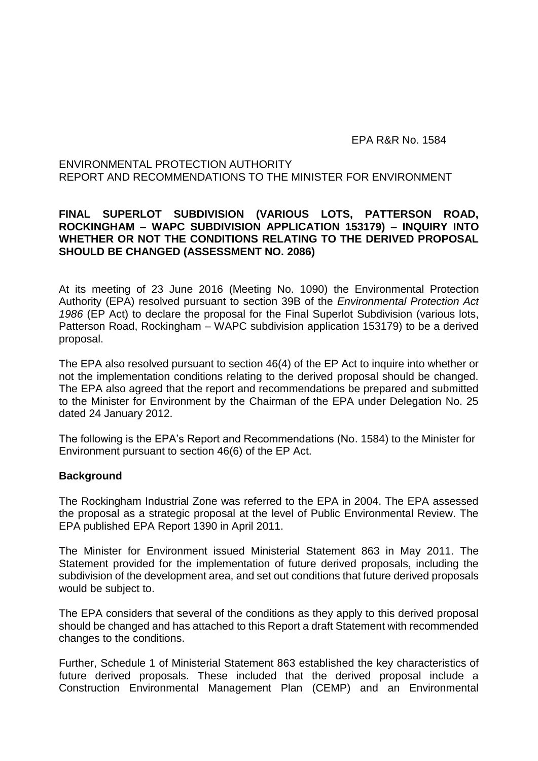EPA R&R No. 1584

ENVIRONMENTAL PROTECTION AUTHORITY
REPORT AND RECOMMENDATIONS TO THE MINISTER FOR ENVIRONMENT

**FINAL SUPERLOT SUBDIVISION (VARIOUS LOTS, PATTERSON ROAD, ROCKINGHAM – WAPC SUBDIVISION APPLICATION 153179) – INQUIRY INTO WHETHER OR NOT THE CONDITIONS RELATING TO THE DERIVED PROPOSAL SHOULD BE CHANGED (ASSESSMENT NO. 2086)**

At its meeting of 23 June 2016 (Meeting No. 1090) the Environmental Protection Authority (EPA) resolved pursuant to section 39B of the *Environmental Protection Act 1986* (EP Act) to declare the proposal for the Final Superlot Subdivision (various lots, Patterson Road, Rockingham – WAPC subdivision application 153179) to be a derived proposal.

The EPA also resolved pursuant to section 46(4) of the EP Act to inquire into whether or not the implementation conditions relating to the derived proposal should be changed. The EPA also agreed that the report and recommendations be prepared and submitted to the Minister for Environment by the Chairman of the EPA under Delegation No. 25 dated 24 January 2012.

The following is the EPA's Report and Recommendations (No. 1584) to the Minister for Environment pursuant to section 46(6) of the EP Act.

**Background**

The Rockingham Industrial Zone was referred to the EPA in 2004. The EPA assessed the proposal as a strategic proposal at the level of Public Environmental Review. The EPA published EPA Report 1390 in April 2011.

The Minister for Environment issued Ministerial Statement 863 in May 2011. The Statement provided for the implementation of future derived proposals, including the subdivision of the development area, and set out conditions that future derived proposals would be subject to.

The EPA considers that several of the conditions as they apply to this derived proposal should be changed and has attached to this Report a draft Statement with recommended changes to the conditions.

Further, Schedule 1 of Ministerial Statement 863 established the key characteristics of future derived proposals. These included that the derived proposal include a Construction Environmental Management Plan (CEMP) and an Environmental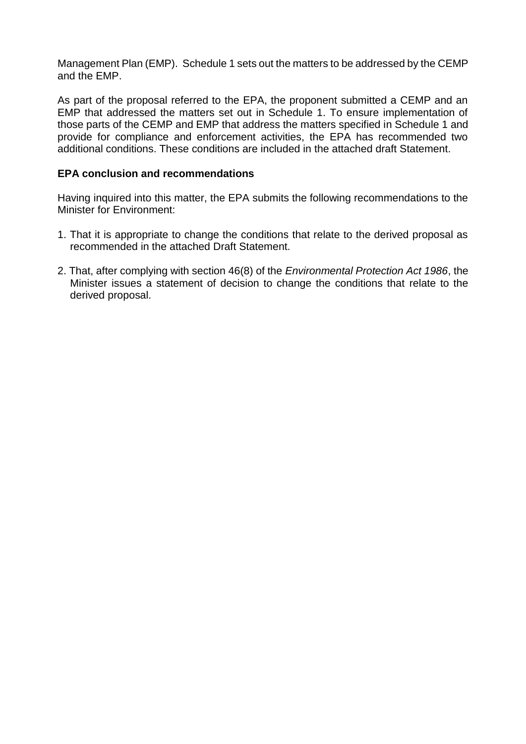Management Plan (EMP). Schedule 1 sets out the matters to be addressed by the CEMP and the EMP.

As part of the proposal referred to the EPA, the proponent submitted a CEMP and an EMP that addressed the matters set out in Schedule 1. To ensure implementation of those parts of the CEMP and EMP that address the matters specified in Schedule 1 and provide for compliance and enforcement activities, the EPA has recommended two additional conditions. These conditions are included in the attached draft Statement.

**EPA conclusion and recommendations**

Having inquired into this matter, the EPA submits the following recommendations to the Minister for Environment:

1. That it is appropriate to change the conditions that relate to the derived proposal as recommended in the attached Draft Statement.

2. That, after complying with section 46(8) of the *Environmental Protection Act 1986*, the Minister issues a statement of decision to change the conditions that relate to the derived proposal.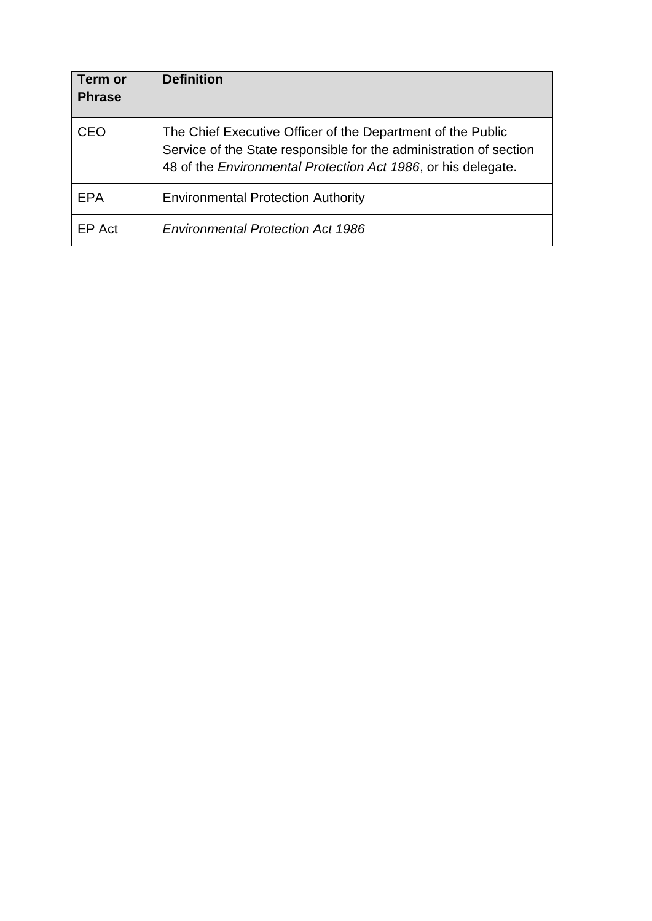| **Term or Phrase** | **Definition** |
| --- | --- |
| CEO | The Chief Executive Officer of the Department of the Public Service of the State responsible for the administration of section 48 of the *Environmental Protection Act 1986*, or his delegate. |
| EPA | Environmental Protection Authority |
| EP Act | *Environmental Protection Act 1986* |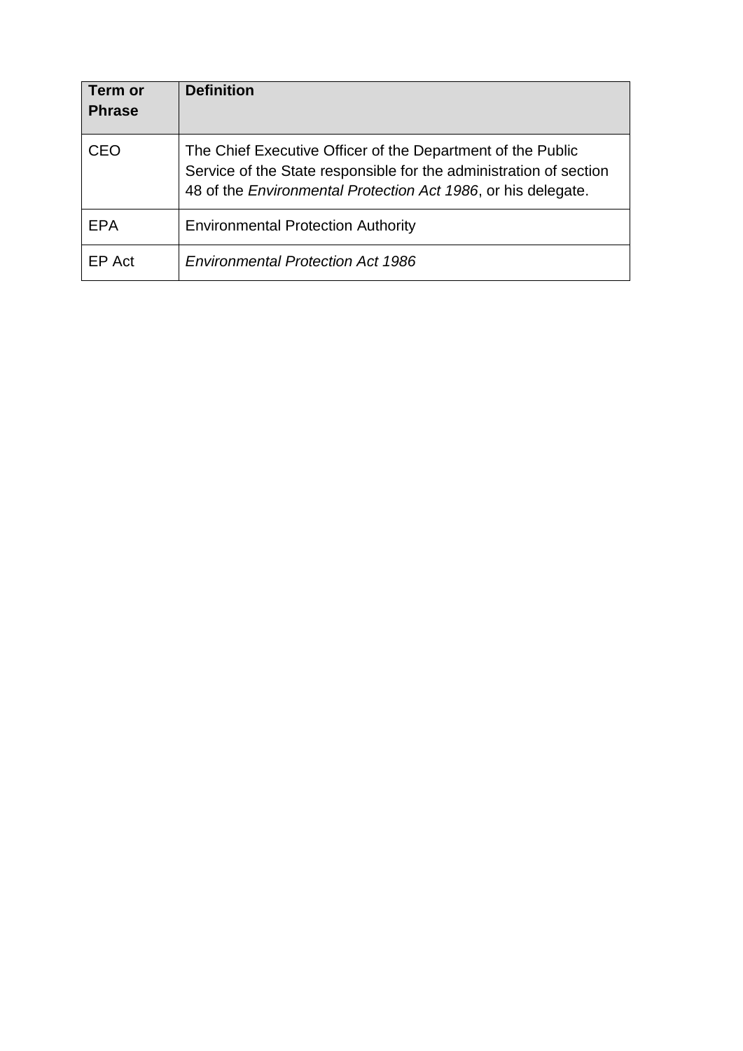| Term or Phrase | Definition |
| --- | --- |
| CEO | The Chief Executive Officer of the Department of the Public Service of the State responsible for the administration of section 48 of the *Environmental Protection Act 1986*, or his delegate. |
| EPA | Environmental Protection Authority |
| EP Act | *Environmental Protection Act 1986* |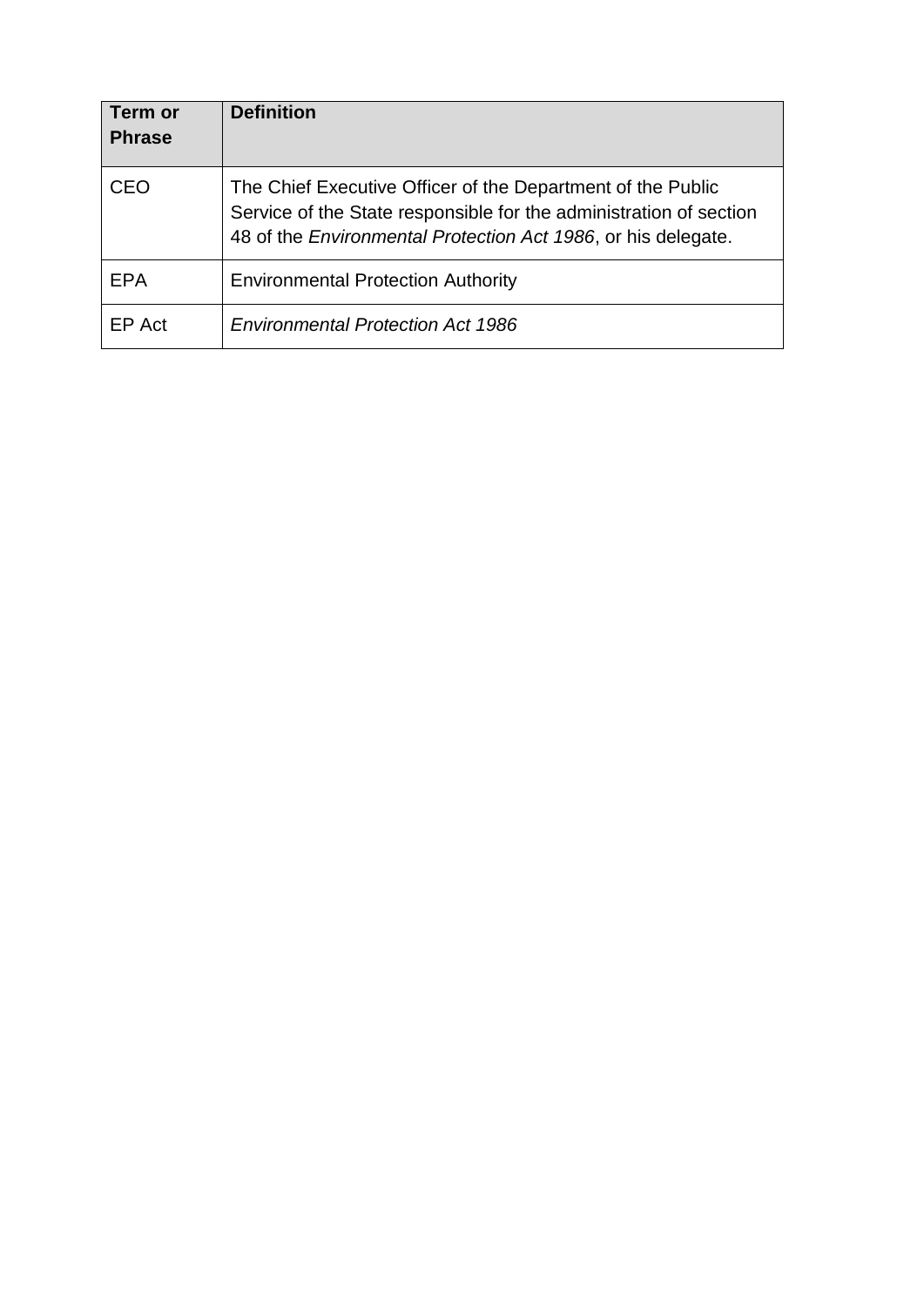| Term or Phrase | Definition |
| --- | --- |
| CEO | The Chief Executive Officer of the Department of the Public Service of the State responsible for the administration of section 48 of the *Environmental Protection Act 1986*, or his delegate. |
| EPA | Environmental Protection Authority |
| EP Act | *Environmental Protection Act 1986* |